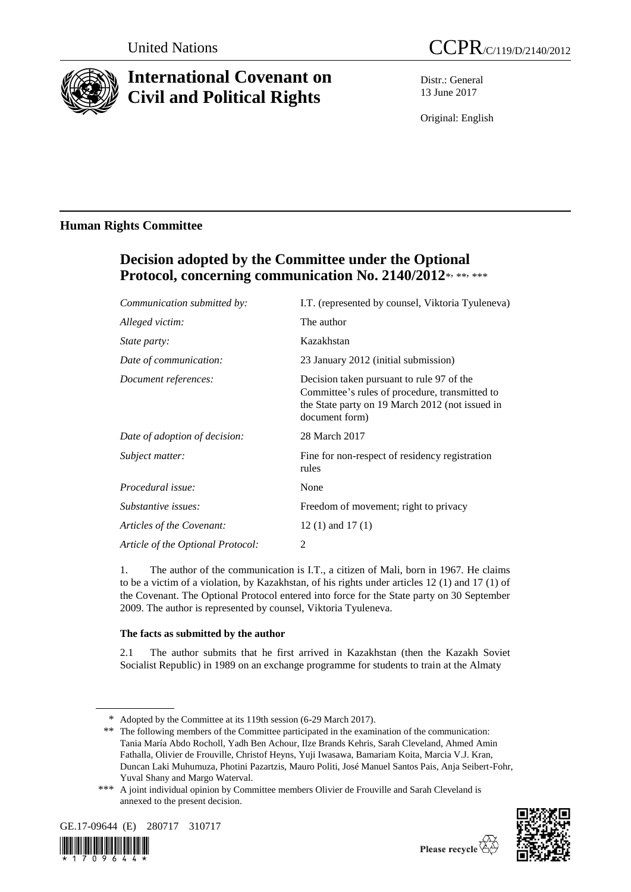United Nations

CCPR/C/119/D/2140/2012

# International Covenant on Civil and Political Rights

Distr.: General
13 June 2017

Original: English

## Human Rights Committee

## Decision adopted by the Committee under the Optional Protocol, concerning communication No. 2140/2012*, **, ***

| | |
|---|---|
| *Communication submitted by:* | I.T. (represented by counsel, Viktoria Tyuleneva) |
| *Alleged victim:* | The author |
| *State party:* | Kazakhstan |
| *Date of communication:* | 23 January 2012 (initial submission) |
| *Document references:* | Decision taken pursuant to rule 97 of the Committee's rules of procedure, transmitted to the State party on 19 March 2012 (not issued in document form) |
| *Date of adoption of decision:* | 28 March 2017 |
| *Subject matter:* | Fine for non-respect of residency registration rules |
| *Procedural issue:* | None |
| *Substantive issues:* | Freedom of movement; right to privacy |
| *Articles of the Covenant:* | 12 (1) and 17 (1) |
| *Article of the Optional Protocol:* | 2 |

1. The author of the communication is I.T., a citizen of Mali, born in 1967. He claims to be a victim of a violation, by Kazakhstan, of his rights under articles 12 (1) and 17 (1) of the Covenant. The Optional Protocol entered into force for the State party on 30 September 2009. The author is represented by counsel, Viktoria Tyuleneva.

### The facts as submitted by the author

2.1 The author submits that he first arrived in Kazakhstan (then the Kazakh Soviet Socialist Republic) in 1989 on an exchange programme for students to train at the Almaty

---

\* Adopted by the Committee at its 119th session (6-29 March 2017).

\*\* The following members of the Committee participated in the examination of the communication: Tania María Abdo Rocholl, Yadh Ben Achour, Ilze Brands Kehris, Sarah Cleveland, Ahmed Amin Fathalla, Olivier de Frouville, Christof Heyns, Yuji Iwasawa, Bamariam Koita, Marcia V.J. Kran, Duncan Laki Muhumuza, Photini Pazartzis, Mauro Politi, José Manuel Santos Pais, Anja Seibert-Fohr, Yuval Shany and Margo Waterval.

\*\*\* A joint individual opinion by Committee members Olivier de Frouville and Sarah Cleveland is annexed to the present decision.

GE.17-09644 (E) 280717 310717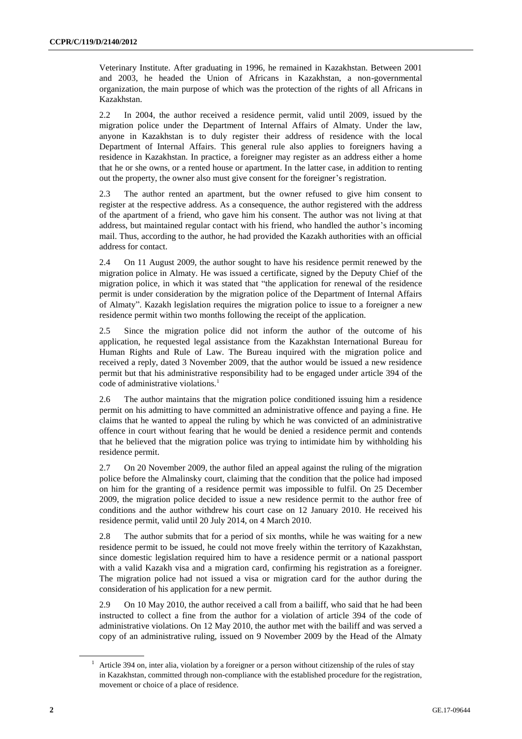Veterinary Institute. After graduating in 1996, he remained in Kazakhstan. Between 2001 and 2003, he headed the Union of Africans in Kazakhstan, a non-governmental organization, the main purpose of which was the protection of the rights of all Africans in Kazakhstan.

2.2 In 2004, the author received a residence permit, valid until 2009, issued by the migration police under the Department of Internal Affairs of Almaty. Under the law, anyone in Kazakhstan is to duly register their address of residence with the local Department of Internal Affairs. This general rule also applies to foreigners having a residence in Kazakhstan. In practice, a foreigner may register as an address either a home that he or she owns, or a rented house or apartment. In the latter case, in addition to renting out the property, the owner also must give consent for the foreigner's registration.

2.3 The author rented an apartment, but the owner refused to give him consent to register at the respective address. As a consequence, the author registered with the address of the apartment of a friend, who gave him his consent. The author was not living at that address, but maintained regular contact with his friend, who handled the author's incoming mail. Thus, according to the author, he had provided the Kazakh authorities with an official address for contact.

2.4 On 11 August 2009, the author sought to have his residence permit renewed by the migration police in Almaty. He was issued a certificate, signed by the Deputy Chief of the migration police, in which it was stated that "the application for renewal of the residence permit is under consideration by the migration police of the Department of Internal Affairs of Almaty". Kazakh legislation requires the migration police to issue to a foreigner a new residence permit within two months following the receipt of the application.

2.5 Since the migration police did not inform the author of the outcome of his application, he requested legal assistance from the Kazakhstan International Bureau for Human Rights and Rule of Law. The Bureau inquired with the migration police and received a reply, dated 3 November 2009, that the author would be issued a new residence permit but that his administrative responsibility had to be engaged under article 394 of the code of administrative violations.[1]

2.6 The author maintains that the migration police conditioned issuing him a residence permit on his admitting to have committed an administrative offence and paying a fine. He claims that he wanted to appeal the ruling by which he was convicted of an administrative offence in court without fearing that he would be denied a residence permit and contends that he believed that the migration police was trying to intimidate him by withholding his residence permit.

2.7 On 20 November 2009, the author filed an appeal against the ruling of the migration police before the Almalinsky court, claiming that the condition that the police had imposed on him for the granting of a residence permit was impossible to fulfil. On 25 December 2009, the migration police decided to issue a new residence permit to the author free of conditions and the author withdrew his court case on 12 January 2010. He received his residence permit, valid until 20 July 2014, on 4 March 2010.

2.8 The author submits that for a period of six months, while he was waiting for a new residence permit to be issued, he could not move freely within the territory of Kazakhstan, since domestic legislation required him to have a residence permit or a national passport with a valid Kazakh visa and a migration card, confirming his registration as a foreigner. The migration police had not issued a visa or migration card for the author during the consideration of his application for a new permit.

2.9 On 10 May 2010, the author received a call from a bailiff, who said that he had been instructed to collect a fine from the author for a violation of article 394 of the code of administrative violations. On 12 May 2010, the author met with the bailiff and was served a copy of an administrative ruling, issued on 9 November 2009 by the Head of the Almaty

[1] Article 394 on, inter alia, violation by a foreigner or a person without citizenship of the rules of stay in Kazakhstan, committed through non-compliance with the established procedure for the registration, movement or choice of a place of residence.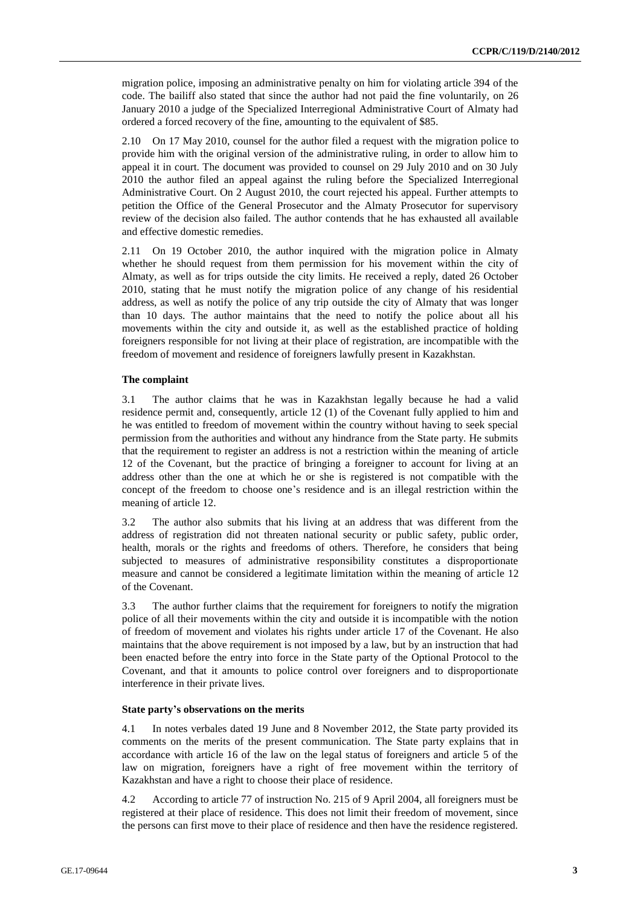migration police, imposing an administrative penalty on him for violating article 394 of the code. The bailiff also stated that since the author had not paid the fine voluntarily, on 26 January 2010 a judge of the Specialized Interregional Administrative Court of Almaty had ordered a forced recovery of the fine, amounting to the equivalent of $85.

2.10 On 17 May 2010, counsel for the author filed a request with the migration police to provide him with the original version of the administrative ruling, in order to allow him to appeal it in court. The document was provided to counsel on 29 July 2010 and on 30 July 2010 the author filed an appeal against the ruling before the Specialized Interregional Administrative Court. On 2 August 2010, the court rejected his appeal. Further attempts to petition the Office of the General Prosecutor and the Almaty Prosecutor for supervisory review of the decision also failed. The author contends that he has exhausted all available and effective domestic remedies.

2.11 On 19 October 2010, the author inquired with the migration police in Almaty whether he should request from them permission for his movement within the city of Almaty, as well as for trips outside the city limits. He received a reply, dated 26 October 2010, stating that he must notify the migration police of any change of his residential address, as well as notify the police of any trip outside the city of Almaty that was longer than 10 days. The author maintains that the need to notify the police about all his movements within the city and outside it, as well as the established practice of holding foreigners responsible for not living at their place of registration, are incompatible with the freedom of movement and residence of foreigners lawfully present in Kazakhstan.

### The complaint

3.1 The author claims that he was in Kazakhstan legally because he had a valid residence permit and, consequently, article 12 (1) of the Covenant fully applied to him and he was entitled to freedom of movement within the country without having to seek special permission from the authorities and without any hindrance from the State party. He submits that the requirement to register an address is not a restriction within the meaning of article 12 of the Covenant, but the practice of bringing a foreigner to account for living at an address other than the one at which he or she is registered is not compatible with the concept of the freedom to choose one's residence and is an illegal restriction within the meaning of article 12.

3.2 The author also submits that his living at an address that was different from the address of registration did not threaten national security or public safety, public order, health, morals or the rights and freedoms of others. Therefore, he considers that being subjected to measures of administrative responsibility constitutes a disproportionate measure and cannot be considered a legitimate limitation within the meaning of article 12 of the Covenant.

3.3 The author further claims that the requirement for foreigners to notify the migration police of all their movements within the city and outside it is incompatible with the notion of freedom of movement and violates his rights under article 17 of the Covenant. He also maintains that the above requirement is not imposed by a law, but by an instruction that had been enacted before the entry into force in the State party of the Optional Protocol to the Covenant, and that it amounts to police control over foreigners and to disproportionate interference in their private lives.

### State party's observations on the merits

4.1 In notes verbales dated 19 June and 8 November 2012, the State party provided its comments on the merits of the present communication. The State party explains that in accordance with article 16 of the law on the legal status of foreigners and article 5 of the law on migration, foreigners have a right of free movement within the territory of Kazakhstan and have a right to choose their place of residence.

4.2 According to article 77 of instruction No. 215 of 9 April 2004, all foreigners must be registered at their place of residence. This does not limit their freedom of movement, since the persons can first move to their place of residence and then have the residence registered.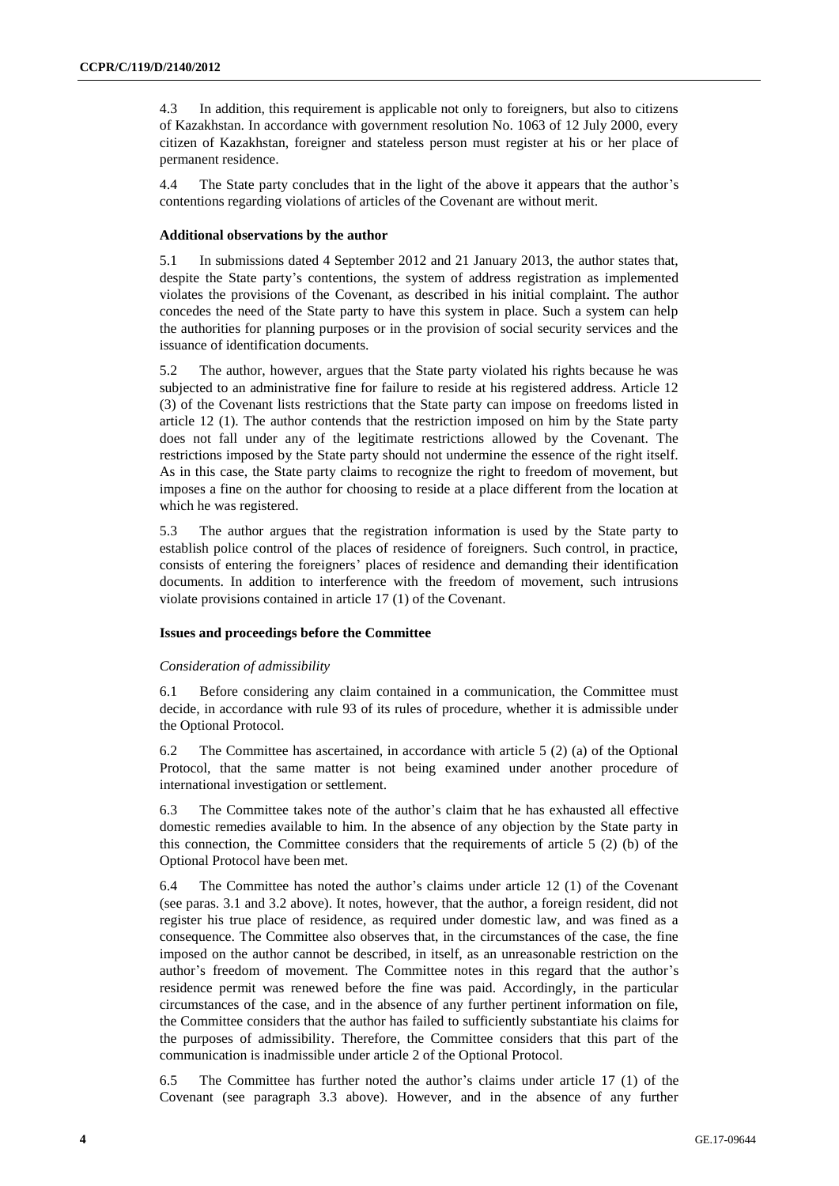4.3 In addition, this requirement is applicable not only to foreigners, but also to citizens of Kazakhstan. In accordance with government resolution No. 1063 of 12 July 2000, every citizen of Kazakhstan, foreigner and stateless person must register at his or her place of permanent residence.

4.4 The State party concludes that in the light of the above it appears that the author's contentions regarding violations of articles of the Covenant are without merit.

### Additional observations by the author

5.1 In submissions dated 4 September 2012 and 21 January 2013, the author states that, despite the State party's contentions, the system of address registration as implemented violates the provisions of the Covenant, as described in his initial complaint. The author concedes the need of the State party to have this system in place. Such a system can help the authorities for planning purposes or in the provision of social security services and the issuance of identification documents.

5.2 The author, however, argues that the State party violated his rights because he was subjected to an administrative fine for failure to reside at his registered address. Article 12 (3) of the Covenant lists restrictions that the State party can impose on freedoms listed in article 12 (1). The author contends that the restriction imposed on him by the State party does not fall under any of the legitimate restrictions allowed by the Covenant. The restrictions imposed by the State party should not undermine the essence of the right itself. As in this case, the State party claims to recognize the right to freedom of movement, but imposes a fine on the author for choosing to reside at a place different from the location at which he was registered.

5.3 The author argues that the registration information is used by the State party to establish police control of the places of residence of foreigners. Such control, in practice, consists of entering the foreigners' places of residence and demanding their identification documents. In addition to interference with the freedom of movement, such intrusions violate provisions contained in article 17 (1) of the Covenant.

### Issues and proceedings before the Committee

*Consideration of admissibility*

6.1 Before considering any claim contained in a communication, the Committee must decide, in accordance with rule 93 of its rules of procedure, whether it is admissible under the Optional Protocol.

6.2 The Committee has ascertained, in accordance with article 5 (2) (a) of the Optional Protocol, that the same matter is not being examined under another procedure of international investigation or settlement.

6.3 The Committee takes note of the author's claim that he has exhausted all effective domestic remedies available to him. In the absence of any objection by the State party in this connection, the Committee considers that the requirements of article 5 (2) (b) of the Optional Protocol have been met.

6.4 The Committee has noted the author's claims under article 12 (1) of the Covenant (see paras. 3.1 and 3.2 above). It notes, however, that the author, a foreign resident, did not register his true place of residence, as required under domestic law, and was fined as a consequence. The Committee also observes that, in the circumstances of the case, the fine imposed on the author cannot be described, in itself, as an unreasonable restriction on the author's freedom of movement. The Committee notes in this regard that the author's residence permit was renewed before the fine was paid. Accordingly, in the particular circumstances of the case, and in the absence of any further pertinent information on file, the Committee considers that the author has failed to sufficiently substantiate his claims for the purposes of admissibility. Therefore, the Committee considers that this part of the communication is inadmissible under article 2 of the Optional Protocol.

6.5 The Committee has further noted the author's claims under article 17 (1) of the Covenant (see paragraph 3.3 above). However, and in the absence of any further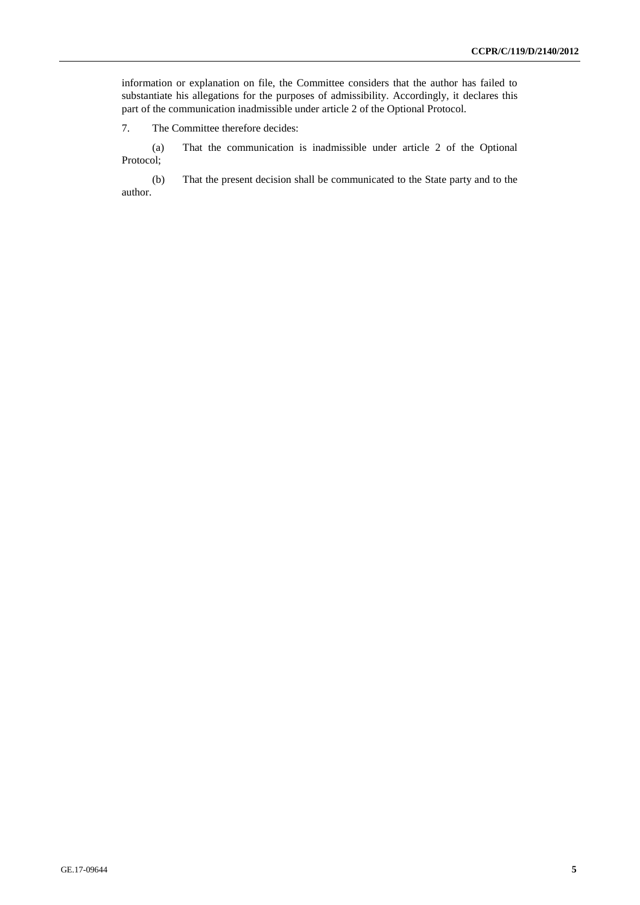information or explanation on file, the Committee considers that the author has failed to substantiate his allegations for the purposes of admissibility. Accordingly, it declares this part of the communication inadmissible under article 2 of the Optional Protocol.

7. The Committee therefore decides:

(a) That the communication is inadmissible under article 2 of the Optional Protocol;

(b) That the present decision shall be communicated to the State party and to the author.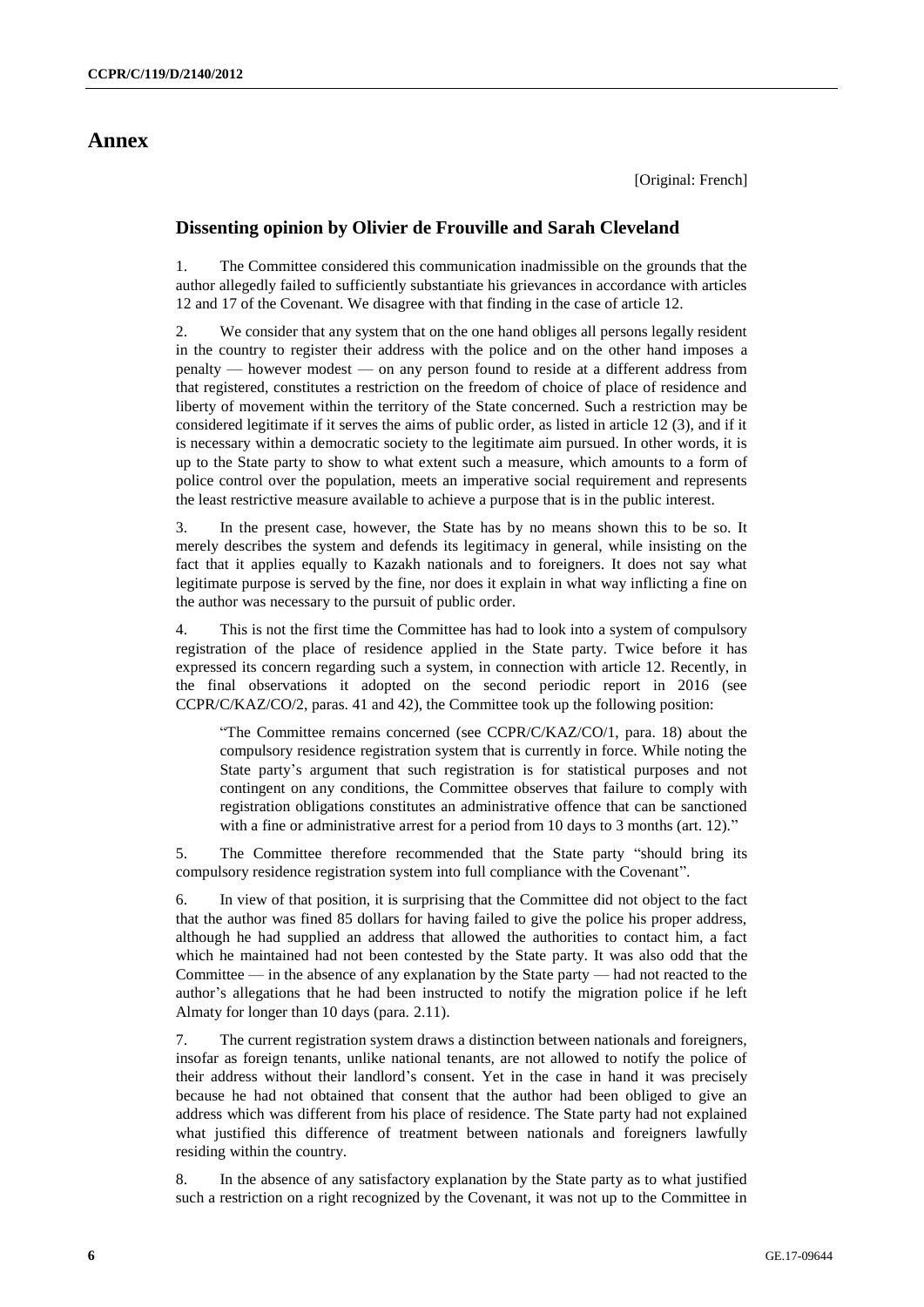# Annex

[Original: French]

## Dissenting opinion by Olivier de Frouville and Sarah Cleveland

1. The Committee considered this communication inadmissible on the grounds that the author allegedly failed to sufficiently substantiate his grievances in accordance with articles 12 and 17 of the Covenant. We disagree with that finding in the case of article 12.

2. We consider that any system that on the one hand obliges all persons legally resident in the country to register their address with the police and on the other hand imposes a penalty — however modest — on any person found to reside at a different address from that registered, constitutes a restriction on the freedom of choice of place of residence and liberty of movement within the territory of the State concerned. Such a restriction may be considered legitimate if it serves the aims of public order, as listed in article 12 (3), and if it is necessary within a democratic society to the legitimate aim pursued. In other words, it is up to the State party to show to what extent such a measure, which amounts to a form of police control over the population, meets an imperative social requirement and represents the least restrictive measure available to achieve a purpose that is in the public interest.

3. In the present case, however, the State has by no means shown this to be so. It merely describes the system and defends its legitimacy in general, while insisting on the fact that it applies equally to Kazakh nationals and to foreigners. It does not say what legitimate purpose is served by the fine, nor does it explain in what way inflicting a fine on the author was necessary to the pursuit of public order.

4. This is not the first time the Committee has had to look into a system of compulsory registration of the place of residence applied in the State party. Twice before it has expressed its concern regarding such a system, in connection with article 12. Recently, in the final observations it adopted on the second periodic report in 2016 (see CCPR/C/KAZ/CO/2, paras. 41 and 42), the Committee took up the following position:

> "The Committee remains concerned (see CCPR/C/KAZ/CO/1, para. 18) about the compulsory residence registration system that is currently in force. While noting the State party's argument that such registration is for statistical purposes and not contingent on any conditions, the Committee observes that failure to comply with registration obligations constitutes an administrative offence that can be sanctioned with a fine or administrative arrest for a period from 10 days to 3 months (art. 12)."

5. The Committee therefore recommended that the State party "should bring its compulsory residence registration system into full compliance with the Covenant".

6. In view of that position, it is surprising that the Committee did not object to the fact that the author was fined 85 dollars for having failed to give the police his proper address, although he had supplied an address that allowed the authorities to contact him, a fact which he maintained had not been contested by the State party. It was also odd that the Committee — in the absence of any explanation by the State party — had not reacted to the author's allegations that he had been instructed to notify the migration police if he left Almaty for longer than 10 days (para. 2.11).

7. The current registration system draws a distinction between nationals and foreigners, insofar as foreign tenants, unlike national tenants, are not allowed to notify the police of their address without their landlord's consent. Yet in the case in hand it was precisely because he had not obtained that consent that the author had been obliged to give an address which was different from his place of residence. The State party had not explained what justified this difference of treatment between nationals and foreigners lawfully residing within the country.

8. In the absence of any satisfactory explanation by the State party as to what justified such a restriction on a right recognized by the Covenant, it was not up to the Committee in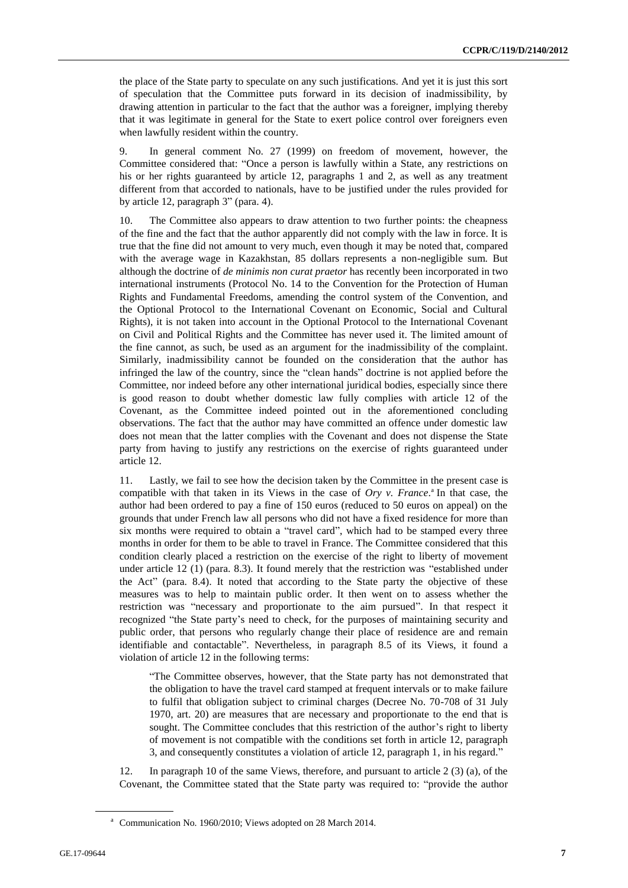the place of the State party to speculate on any such justifications. And yet it is just this sort of speculation that the Committee puts forward in its decision of inadmissibility, by drawing attention in particular to the fact that the author was a foreigner, implying thereby that it was legitimate in general for the State to exert police control over foreigners even when lawfully resident within the country.

9. In general comment No. 27 (1999) on freedom of movement, however, the Committee considered that: "Once a person is lawfully within a State, any restrictions on his or her rights guaranteed by article 12, paragraphs 1 and 2, as well as any treatment different from that accorded to nationals, have to be justified under the rules provided for by article 12, paragraph 3" (para. 4).

10. The Committee also appears to draw attention to two further points: the cheapness of the fine and the fact that the author apparently did not comply with the law in force. It is true that the fine did not amount to very much, even though it may be noted that, compared with the average wage in Kazakhstan, 85 dollars represents a non-negligible sum. But although the doctrine of *de minimis non curat praetor* has recently been incorporated in two international instruments (Protocol No. 14 to the Convention for the Protection of Human Rights and Fundamental Freedoms, amending the control system of the Convention, and the Optional Protocol to the International Covenant on Economic, Social and Cultural Rights), it is not taken into account in the Optional Protocol to the International Covenant on Civil and Political Rights and the Committee has never used it. The limited amount of the fine cannot, as such, be used as an argument for the inadmissibility of the complaint. Similarly, inadmissibility cannot be founded on the consideration that the author has infringed the law of the country, since the "clean hands" doctrine is not applied before the Committee, nor indeed before any other international juridical bodies, especially since there is good reason to doubt whether domestic law fully complies with article 12 of the Covenant, as the Committee indeed pointed out in the aforementioned concluding observations. The fact that the author may have committed an offence under domestic law does not mean that the latter complies with the Covenant and does not dispense the State party from having to justify any restrictions on the exercise of rights guaranteed under article 12.

11. Lastly, we fail to see how the decision taken by the Committee in the present case is compatible with that taken in its Views in the case of *Ory v. France*.[a] In that case, the author had been ordered to pay a fine of 150 euros (reduced to 50 euros on appeal) on the grounds that under French law all persons who did not have a fixed residence for more than six months were required to obtain a "travel card", which had to be stamped every three months in order for them to be able to travel in France. The Committee considered that this condition clearly placed a restriction on the exercise of the right to liberty of movement under article 12 (1) (para. 8.3). It found merely that the restriction was "established under the Act" (para. 8.4). It noted that according to the State party the objective of these measures was to help to maintain public order. It then went on to assess whether the restriction was "necessary and proportionate to the aim pursued". In that respect it recognized "the State party's need to check, for the purposes of maintaining security and public order, that persons who regularly change their place of residence are and remain identifiable and contactable". Nevertheless, in paragraph 8.5 of its Views, it found a violation of article 12 in the following terms:

> "The Committee observes, however, that the State party has not demonstrated that the obligation to have the travel card stamped at frequent intervals or to make failure to fulfil that obligation subject to criminal charges (Decree No. 70-708 of 31 July 1970, art. 20) are measures that are necessary and proportionate to the end that is sought. The Committee concludes that this restriction of the author's right to liberty of movement is not compatible with the conditions set forth in article 12, paragraph 3, and consequently constitutes a violation of article 12, paragraph 1, in his regard."

12. In paragraph 10 of the same Views, therefore, and pursuant to article 2 (3) (a), of the Covenant, the Committee stated that the State party was required to: "provide the author

---

[a] Communication No. 1960/2010; Views adopted on 28 March 2014.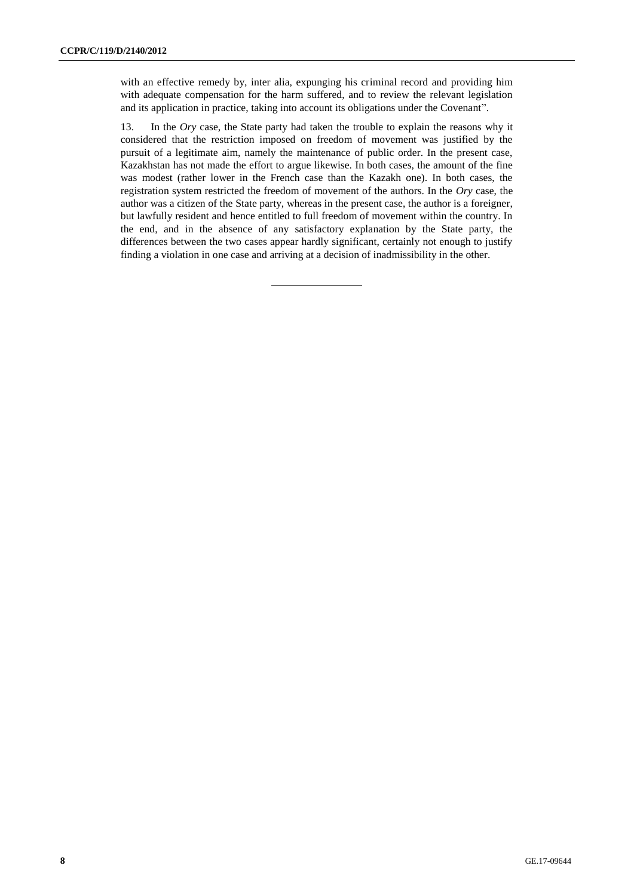with an effective remedy by, inter alia, expunging his criminal record and providing him with adequate compensation for the harm suffered, and to review the relevant legislation and its application in practice, taking into account its obligations under the Covenant".

13. In the *Ory* case, the State party had taken the trouble to explain the reasons why it considered that the restriction imposed on freedom of movement was justified by the pursuit of a legitimate aim, namely the maintenance of public order. In the present case, Kazakhstan has not made the effort to argue likewise. In both cases, the amount of the fine was modest (rather lower in the French case than the Kazakh one). In both cases, the registration system restricted the freedom of movement of the authors. In the *Ory* case, the author was a citizen of the State party, whereas in the present case, the author is a foreigner, but lawfully resident and hence entitled to full freedom of movement within the country. In the end, and in the absence of any satisfactory explanation by the State party, the differences between the two cases appear hardly significant, certainly not enough to justify finding a violation in one case and arriving at a decision of inadmissibility in the other.